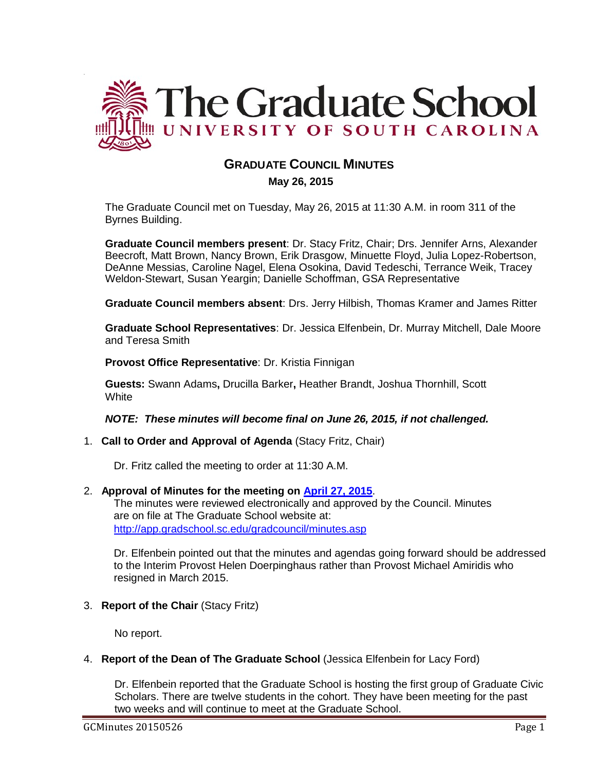# The Graduate School
UNIVERSITY OF SOUTH CAROLINA

## GRADUATE COUNCIL MINUTES

**May 26, 2015**

The Graduate Council met on Tuesday, May 26, 2015 at 11:30 A.M. in room 311 of the Byrnes Building.

**Graduate Council members present**: Dr. Stacy Fritz, Chair; Drs. Jennifer Arns, Alexander Beecroft, Matt Brown, Nancy Brown, Erik Drasgow, Minuette Floyd, Julia Lopez-Robertson, DeAnne Messias, Caroline Nagel, Elena Osokina, David Tedeschi, Terrance Weik, Tracey Weldon-Stewart, Susan Yeargin; Danielle Schoffman, GSA Representative

**Graduate Council members absent**: Drs. Jerry Hilbish, Thomas Kramer and James Ritter

**Graduate School Representatives**: Dr. Jessica Elfenbein, Dr. Murray Mitchell, Dale Moore and Teresa Smith

**Provost Office Representative**: Dr. Kristia Finnigan

**Guests:** Swann Adams**,** Drucilla Barker**,** Heather Brandt, Joshua Thornhill, Scott White

***NOTE: These minutes will become final on June 26, 2015, if not challenged.***

1. **Call to Order and Approval of Agenda** (Stacy Fritz, Chair)

   Dr. Fritz called the meeting to order at 11:30 A.M.

2. **Approval of Minutes for the meeting on [April 27, 2015](http://app.gradschool.sc.edu/gradcouncil/minutes.asp)**.
   The minutes were reviewed electronically and approved by the Council. Minutes are on file at The Graduate School website at: http://app.gradschool.sc.edu/gradcouncil/minutes.asp

   Dr. Elfenbein pointed out that the minutes and agendas going forward should be addressed to the Interim Provost Helen Doerpinghaus rather than Provost Michael Amiridis who resigned in March 2015.

3. **Report of the Chair** (Stacy Fritz)

   No report.

4. **Report of the Dean of The Graduate School** (Jessica Elfenbein for Lacy Ford)

   Dr. Elfenbein reported that the Graduate School is hosting the first group of Graduate Civic Scholars. There are twelve students in the cohort. They have been meeting for the past two weeks and will continue to meet at the Graduate School.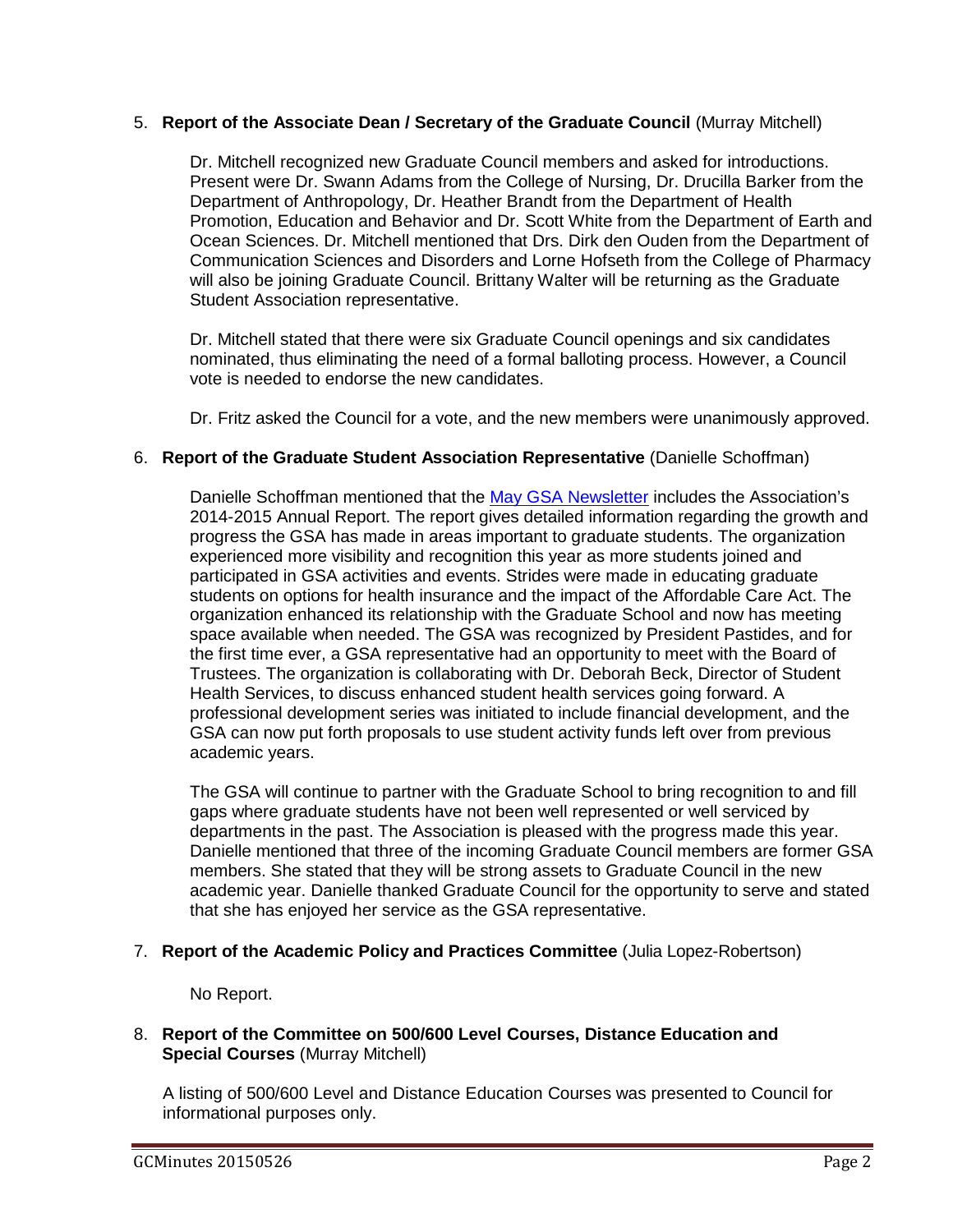5. **Report of the Associate Dean / Secretary of the Graduate Council** (Murray Mitchell)

   Dr. Mitchell recognized new Graduate Council members and asked for introductions. Present were Dr. Swann Adams from the College of Nursing, Dr. Drucilla Barker from the Department of Anthropology, Dr. Heather Brandt from the Department of Health Promotion, Education and Behavior and Dr. Scott White from the Department of Earth and Ocean Sciences. Dr. Mitchell mentioned that Drs. Dirk den Ouden from the Department of Communication Sciences and Disorders and Lorne Hofseth from the College of Pharmacy will also be joining Graduate Council. Brittany Walter will be returning as the Graduate Student Association representative.

   Dr. Mitchell stated that there were six Graduate Council openings and six candidates nominated, thus eliminating the need of a formal balloting process. However, a Council vote is needed to endorse the new candidates.

   Dr. Fritz asked the Council for a vote, and the new members were unanimously approved.

6. **Report of the Graduate Student Association Representative** (Danielle Schoffman)

   Danielle Schoffman mentioned that the May GSA Newsletter includes the Association's 2014-2015 Annual Report. The report gives detailed information regarding the growth and progress the GSA has made in areas important to graduate students. The organization experienced more visibility and recognition this year as more students joined and participated in GSA activities and events. Strides were made in educating graduate students on options for health insurance and the impact of the Affordable Care Act. The organization enhanced its relationship with the Graduate School and now has meeting space available when needed. The GSA was recognized by President Pastides, and for the first time ever, a GSA representative had an opportunity to meet with the Board of Trustees. The organization is collaborating with Dr. Deborah Beck, Director of Student Health Services, to discuss enhanced student health services going forward. A professional development series was initiated to include financial development, and the GSA can now put forth proposals to use student activity funds left over from previous academic years.

   The GSA will continue to partner with the Graduate School to bring recognition to and fill gaps where graduate students have not been well represented or well serviced by departments in the past. The Association is pleased with the progress made this year. Danielle mentioned that three of the incoming Graduate Council members are former GSA members. She stated that they will be strong assets to Graduate Council in the new academic year. Danielle thanked Graduate Council for the opportunity to serve and stated that she has enjoyed her service as the GSA representative.

7. **Report of the Academic Policy and Practices Committee** (Julia Lopez-Robertson)

   No Report.

8. **Report of the Committee on 500/600 Level Courses, Distance Education and Special Courses** (Murray Mitchell)

   A listing of 500/600 Level and Distance Education Courses was presented to Council for informational purposes only.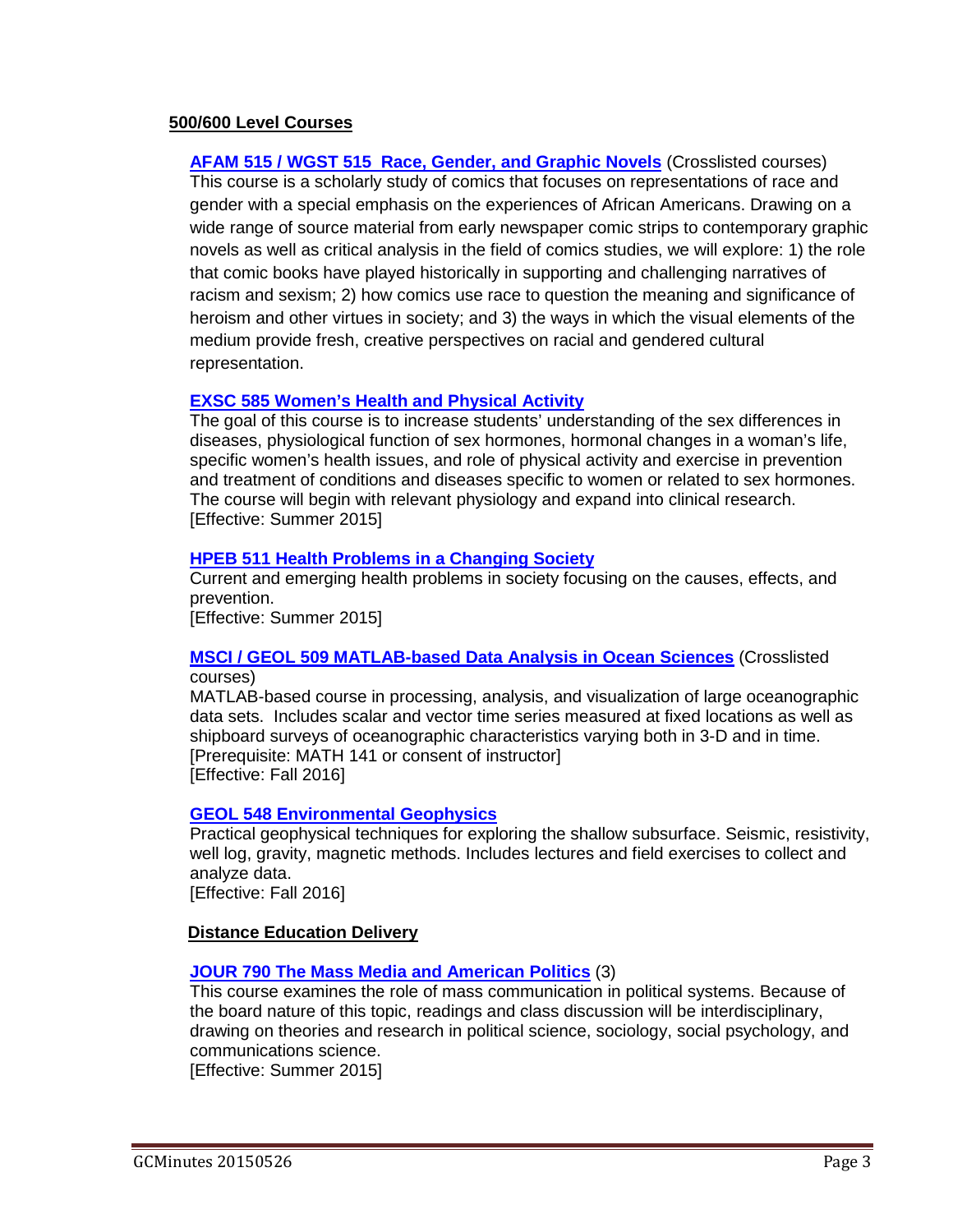**500/600 Level Courses**

**AFAM 515 / WGST 515 Race, Gender, and Graphic Novels** (Crosslisted courses)
This course is a scholarly study of comics that focuses on representations of race and gender with a special emphasis on the experiences of African Americans. Drawing on a wide range of source material from early newspaper comic strips to contemporary graphic novels as well as critical analysis in the field of comics studies, we will explore: 1) the role that comic books have played historically in supporting and challenging narratives of racism and sexism; 2) how comics use race to question the meaning and significance of heroism and other virtues in society; and 3) the ways in which the visual elements of the medium provide fresh, creative perspectives on racial and gendered cultural representation.

**EXSC 585 Women's Health and Physical Activity**
The goal of this course is to increase students' understanding of the sex differences in diseases, physiological function of sex hormones, hormonal changes in a woman's life, specific women's health issues, and role of physical activity and exercise in prevention and treatment of conditions and diseases specific to women or related to sex hormones. The course will begin with relevant physiology and expand into clinical research.
[Effective: Summer 2015]

**HPEB 511 Health Problems in a Changing Society**
Current and emerging health problems in society focusing on the causes, effects, and prevention.
[Effective: Summer 2015]

**MSCI / GEOL 509 MATLAB-based Data Analysis in Ocean Sciences** (Crosslisted courses)
MATLAB-based course in processing, analysis, and visualization of large oceanographic data sets. Includes scalar and vector time series measured at fixed locations as well as shipboard surveys of oceanographic characteristics varying both in 3-D and in time.
[Prerequisite: MATH 141 or consent of instructor]
[Effective: Fall 2016]

**GEOL 548 Environmental Geophysics**
Practical geophysical techniques for exploring the shallow subsurface. Seismic, resistivity, well log, gravity, magnetic methods. Includes lectures and field exercises to collect and analyze data.
[Effective: Fall 2016]

**Distance Education Delivery**

**JOUR 790 The Mass Media and American Politics** (3)
This course examines the role of mass communication in political systems. Because of the board nature of this topic, readings and class discussion will be interdisciplinary, drawing on theories and research in political science, sociology, social psychology, and communications science.
[Effective: Summer 2015]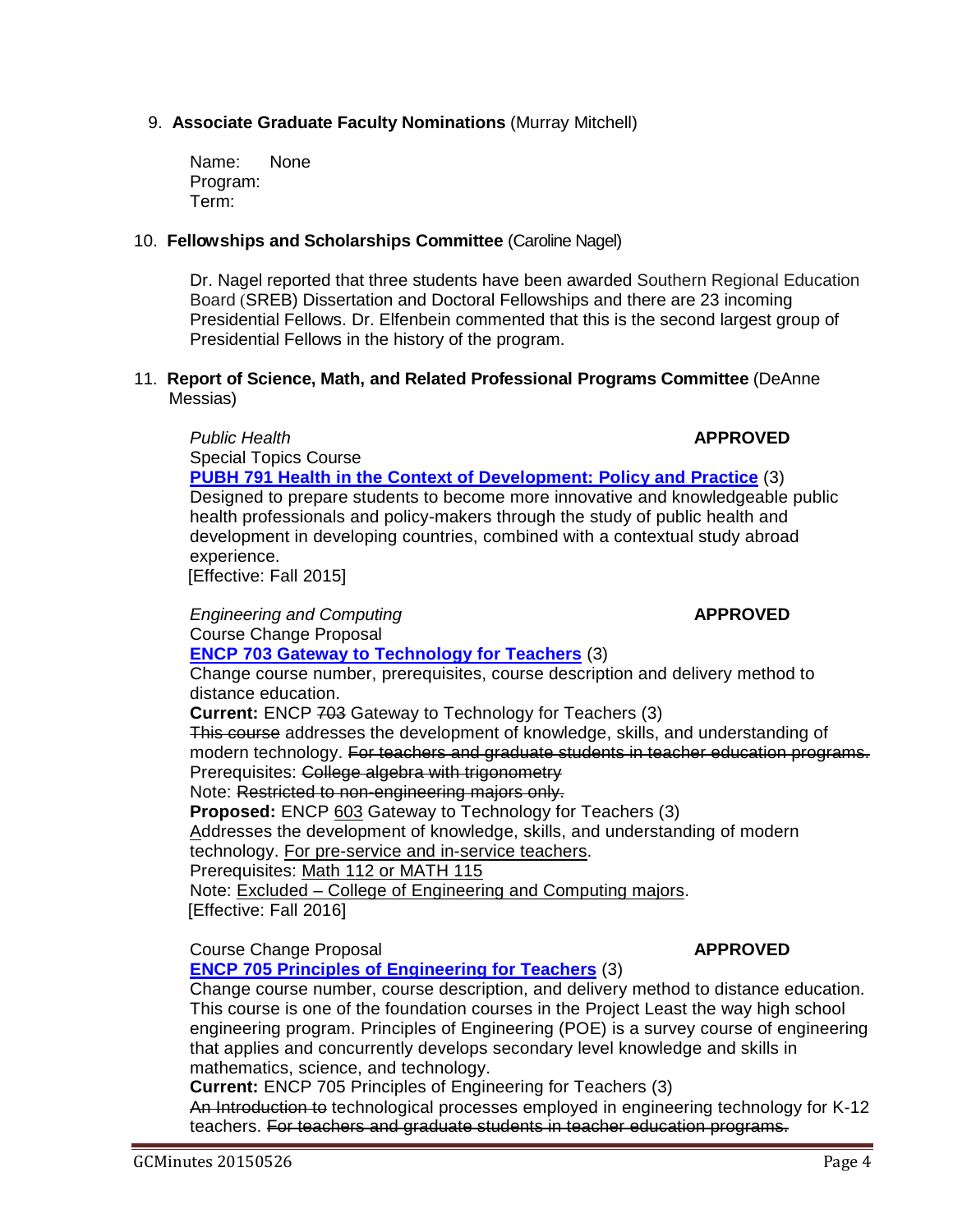9. **Associate Graduate Faculty Nominations** (Murray Mitchell)

   Name: None
   Program:
   Term:

10. **Fellowships and Scholarships Committee** (Caroline Nagel)

    Dr. Nagel reported that three students have been awarded Southern Regional Education Board (SREB) Dissertation and Doctoral Fellowships and there are 23 incoming Presidential Fellows. Dr. Elfenbein commented that this is the second largest group of Presidential Fellows in the history of the program.

11. **Report of Science, Math, and Related Professional Programs Committee** (DeAnne Messias)

    *Public Health* **APPROVED**
    Special Topics Course
    **PUBH 791 Health in the Context of Development: Policy and Practice** (3)
    Designed to prepare students to become more innovative and knowledgeable public health professionals and policy-makers through the study of public health and development in developing countries, combined with a contextual study abroad experience.
    [Effective: Fall 2015]

    *Engineering and Computing* **APPROVED**
    Course Change Proposal
    **ENCP 703 Gateway to Technology for Teachers** (3)
    Change course number, prerequisites, course description and delivery method to distance education.
    **Current:** ENCP ~~703~~ Gateway to Technology for Teachers (3)
    ~~This course~~ addresses the development of knowledge, skills, and understanding of modern technology. ~~For teachers and graduate students in teacher education programs.~~
    Prerequisites: ~~College algebra with trigonometry~~
    Note: ~~Restricted to non-engineering majors only.~~
    **Proposed:** ENCP <u>603</u> Gateway to Technology for Teachers (3)
    <u>A</u>ddresses the development of knowledge, skills, and understanding of modern technology. <u>For pre-service and in-service teachers</u>.
    Prerequisites: <u>Math 112 or MATH 115</u>
    Note: <u>Excluded – College of Engineering and Computing majors</u>.
    [Effective: Fall 2016]

    Course Change Proposal **APPROVED**
    **ENCP 705 Principles of Engineering for Teachers** (3)
    Change course number, course description, and delivery method to distance education. This course is one of the foundation courses in the Project Least the way high school engineering program. Principles of Engineering (POE) is a survey course of engineering that applies and concurrently develops secondary level knowledge and skills in mathematics, science, and technology.
    **Current:** ENCP 705 Principles of Engineering for Teachers (3)
    ~~An Introduction to~~ technological processes employed in engineering technology for K-12 teachers. ~~For teachers and graduate students in teacher education programs.~~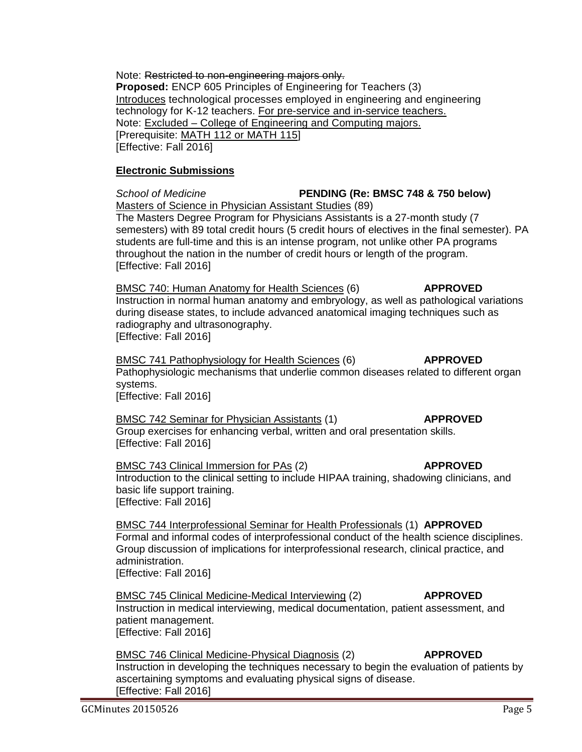Note: ~~Restricted to non-engineering majors only.~~
**Proposed:** ENCP 605 Principles of Engineering for Teachers (3)
<u>Introduces</u> technological processes employed in engineering and engineering technology for K-12 teachers. <u>For pre-service and in-service teachers.</u>
Note: <u>Excluded – College of Engineering and Computing majors.</u>
[Prerequisite: <u>MATH 112 or MATH 115</u>]
[Effective: Fall 2016]

## Electronic Submissions

*School of Medicine* **PENDING (Re: BMSC 748 & 750 below)**
<u>Masters of Science in Physician Assistant Studies</u> (89)
The Masters Degree Program for Physicians Assistants is a 27-month study (7 semesters) with 89 total credit hours (5 credit hours of electives in the final semester). PA students are full-time and this is an intense program, not unlike other PA programs throughout the nation in the number of credit hours or length of the program.
[Effective: Fall 2016]

<u>BMSC 740: Human Anatomy for Health Sciences</u> (6) **APPROVED**
Instruction in normal human anatomy and embryology, as well as pathological variations during disease states, to include advanced anatomical imaging techniques such as radiography and ultrasonography.
[Effective: Fall 2016]

<u>BMSC 741 Pathophysiology for Health Sciences</u> (6) **APPROVED**
Pathophysiologic mechanisms that underlie common diseases related to different organ systems.
[Effective: Fall 2016]

<u>BMSC 742 Seminar for Physician Assistants</u> (1) **APPROVED**
Group exercises for enhancing verbal, written and oral presentation skills.
[Effective: Fall 2016]

<u>BMSC 743 Clinical Immersion for PAs</u> (2) **APPROVED**
Introduction to the clinical setting to include HIPAA training, shadowing clinicians, and basic life support training.
[Effective: Fall 2016]

<u>BMSC 744 Interprofessional Seminar for Health Professionals</u> (1) **APPROVED**
Formal and informal codes of interprofessional conduct of the health science disciplines. Group discussion of implications for interprofessional research, clinical practice, and administration.
[Effective: Fall 2016]

<u>BMSC 745 Clinical Medicine-Medical Interviewing</u> (2) **APPROVED**
Instruction in medical interviewing, medical documentation, patient assessment, and patient management.
[Effective: Fall 2016]

<u>BMSC 746 Clinical Medicine-Physical Diagnosis</u> (2) **APPROVED**
Instruction in developing the techniques necessary to begin the evaluation of patients by ascertaining symptoms and evaluating physical signs of disease.
[Effective: Fall 2016]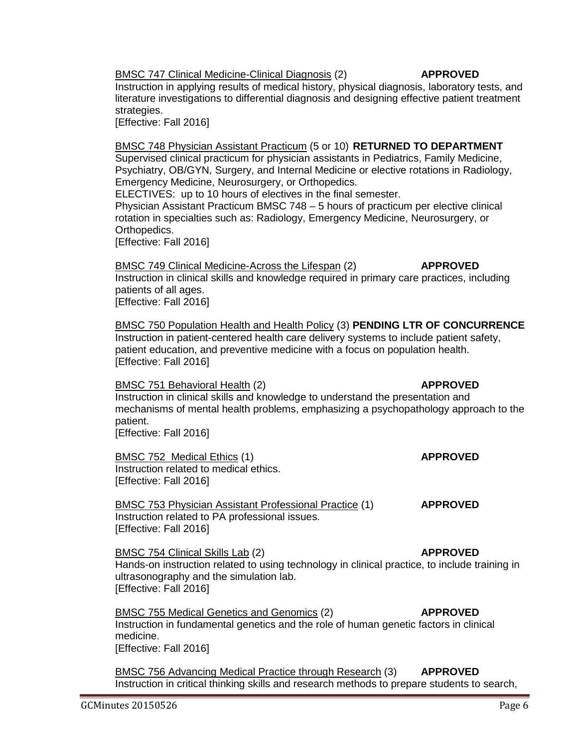BMSC 747 Clinical Medicine-Clinical Diagnosis (2) **APPROVED**
Instruction in applying results of medical history, physical diagnosis, laboratory tests, and literature investigations to differential diagnosis and designing effective patient treatment strategies.
[Effective: Fall 2016]

BMSC 748 Physician Assistant Practicum (5 or 10) **RETURNED TO DEPARTMENT**
Supervised clinical practicum for physician assistants in Pediatrics, Family Medicine, Psychiatry, OB/GYN, Surgery, and Internal Medicine or elective rotations in Radiology, Emergency Medicine, Neurosurgery, or Orthopedics.
ELECTIVES: up to 10 hours of electives in the final semester.
Physician Assistant Practicum BMSC 748 – 5 hours of practicum per elective clinical rotation in specialties such as: Radiology, Emergency Medicine, Neurosurgery, or Orthopedics.
[Effective: Fall 2016]

BMSC 749 Clinical Medicine-Across the Lifespan (2) **APPROVED**
Instruction in clinical skills and knowledge required in primary care practices, including patients of all ages.
[Effective: Fall 2016]

BMSC 750 Population Health and Health Policy (3) **PENDING LTR OF CONCURRENCE**
Instruction in patient-centered health care delivery systems to include patient safety, patient education, and preventive medicine with a focus on population health.
[Effective: Fall 2016]

BMSC 751 Behavioral Health (2) **APPROVED**
Instruction in clinical skills and knowledge to understand the presentation and mechanisms of mental health problems, emphasizing a psychopathology approach to the patient.
[Effective: Fall 2016]

BMSC 752 Medical Ethics (1) **APPROVED**
Instruction related to medical ethics.
[Effective: Fall 2016]

BMSC 753 Physician Assistant Professional Practice (1) **APPROVED**
Instruction related to PA professional issues.
[Effective: Fall 2016]

BMSC 754 Clinical Skills Lab (2) **APPROVED**
Hands-on instruction related to using technology in clinical practice, to include training in ultrasonography and the simulation lab.
[Effective: Fall 2016]

BMSC 755 Medical Genetics and Genomics (2) **APPROVED**
Instruction in fundamental genetics and the role of human genetic factors in clinical medicine.
[Effective: Fall 2016]

BMSC 756 Advancing Medical Practice through Research (3) **APPROVED**
Instruction in critical thinking skills and research methods to prepare students to search,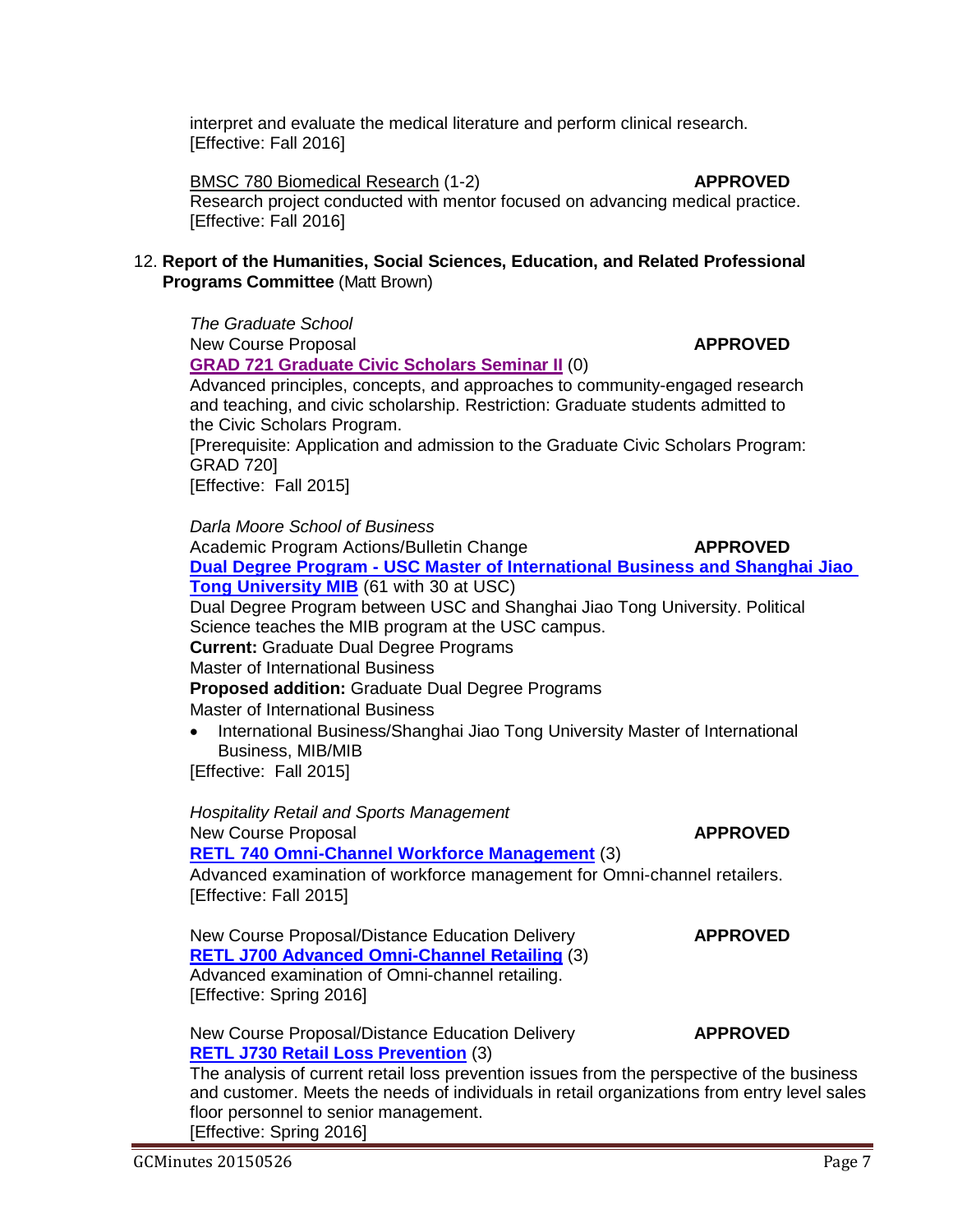interpret and evaluate the medical literature and perform clinical research.
[Effective: Fall 2016]

BMSC 780 Biomedical Research (1-2) **APPROVED**
Research project conducted with mentor focused on advancing medical practice.
[Effective: Fall 2016]

12. **Report of the Humanities, Social Sciences, Education, and Related Professional Programs Committee** (Matt Brown)

*The Graduate School*
New Course Proposal **APPROVED**
**GRAD 721 Graduate Civic Scholars Seminar II** (0)
Advanced principles, concepts, and approaches to community-engaged research and teaching, and civic scholarship. Restriction: Graduate students admitted to the Civic Scholars Program.
[Prerequisite: Application and admission to the Graduate Civic Scholars Program: GRAD 720]
[Effective: Fall 2015]

*Darla Moore School of Business*
Academic Program Actions/Bulletin Change **APPROVED**
**Dual Degree Program - USC Master of International Business and Shanghai Jiao Tong University MIB** (61 with 30 at USC)
Dual Degree Program between USC and Shanghai Jiao Tong University. Political Science teaches the MIB program at the USC campus.
**Current:** Graduate Dual Degree Programs
Master of International Business
**Proposed addition:** Graduate Dual Degree Programs
Master of International Business

- International Business/Shanghai Jiao Tong University Master of International Business, MIB/MIB

[Effective: Fall 2015]

*Hospitality Retail and Sports Management*
New Course Proposal **APPROVED**
**RETL 740 Omni-Channel Workforce Management** (3)
Advanced examination of workforce management for Omni-channel retailers.
[Effective: Fall 2015]

New Course Proposal/Distance Education Delivery **APPROVED**
**RETL J700 Advanced Omni-Channel Retailing** (3)
Advanced examination of Omni-channel retailing.
[Effective: Spring 2016]

New Course Proposal/Distance Education Delivery **APPROVED**
**RETL J730 Retail Loss Prevention** (3)
The analysis of current retail loss prevention issues from the perspective of the business and customer. Meets the needs of individuals in retail organizations from entry level sales floor personnel to senior management.
[Effective: Spring 2016]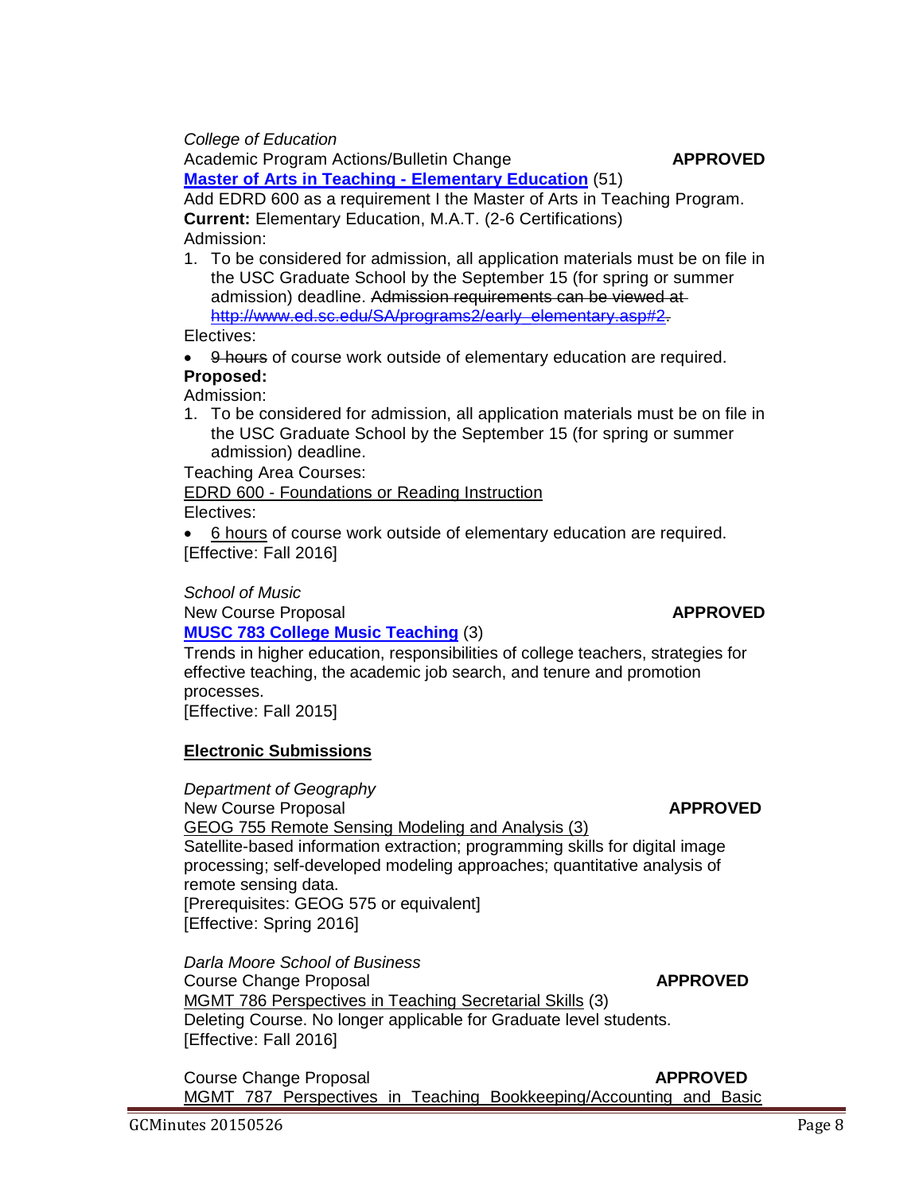*College of Education*

Academic Program Actions/Bulletin Change **APPROVED**

**Master of Arts in Teaching - Elementary Education** (51)

Add EDRD 600 as a requirement I the Master of Arts in Teaching Program.

**Current:** Elementary Education, M.A.T. (2-6 Certifications)

Admission:

1. To be considered for admission, all application materials must be on file in the USC Graduate School by the September 15 (for spring or summer admission) deadline. ~~Admission requirements can be viewed at http://www.ed.sc.edu/SA/programs2/early_elementary.asp#2.~~

Electives:

- ~~9 hours~~ of course work outside of elementary education are required.

**Proposed:**

Admission:

1. To be considered for admission, all application materials must be on file in the USC Graduate School by the September 15 (for spring or summer admission) deadline.

Teaching Area Courses:

<u>EDRD 600 - Foundations or Reading Instruction</u>

Electives:

- <u>6 hours</u> of course work outside of elementary education are required.

[Effective: Fall 2016]

*School of Music*

New Course Proposal **APPROVED**

**MUSC 783 College Music Teaching** (3)

Trends in higher education, responsibilities of college teachers, strategies for effective teaching, the academic job search, and tenure and promotion processes.

[Effective: Fall 2015]

**Electronic Submissions**

*Department of Geography*

New Course Proposal **APPROVED**

<u>GEOG 755 Remote Sensing Modeling and Analysis (3)</u>

Satellite-based information extraction; programming skills for digital image processing; self-developed modeling approaches; quantitative analysis of remote sensing data.

[Prerequisites: GEOG 575 or equivalent]

[Effective: Spring 2016]

*Darla Moore School of Business*

Course Change Proposal **APPROVED**

<u>MGMT 786 Perspectives in Teaching Secretarial Skills</u> (3)

Deleting Course. No longer applicable for Graduate level students.

[Effective: Fall 2016]

Course Change Proposal **APPROVED**

<u>MGMT 787 Perspectives in Teaching Bookkeeping/Accounting and Basic</u>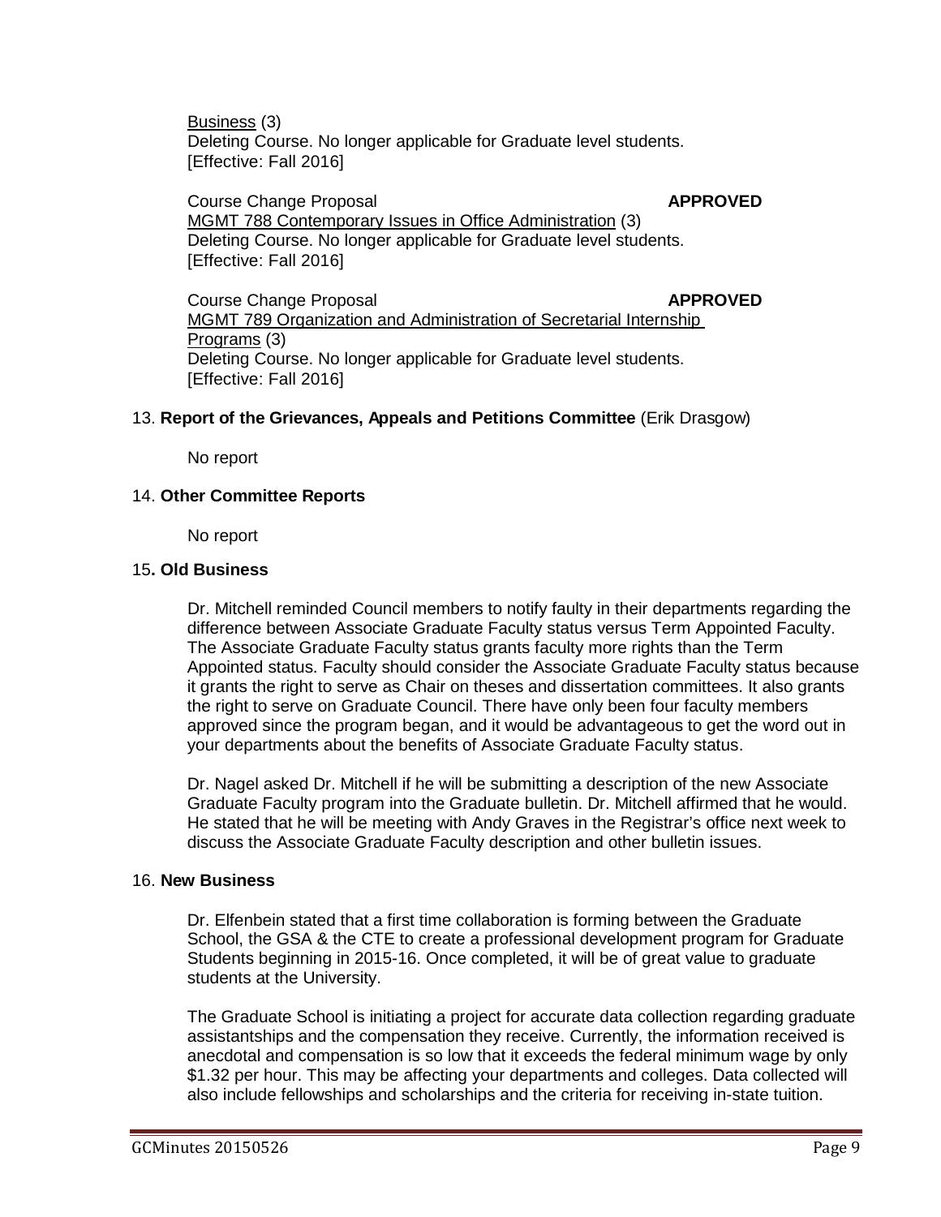Business (3)
Deleting Course. No longer applicable for Graduate level students.
[Effective: Fall 2016]

Course Change Proposal **APPROVED**
MGMT 788 Contemporary Issues in Office Administration (3)
Deleting Course. No longer applicable for Graduate level students.
[Effective: Fall 2016]

Course Change Proposal **APPROVED**
MGMT 789 Organization and Administration of Secretarial Internship Programs (3)
Deleting Course. No longer applicable for Graduate level students.
[Effective: Fall 2016]

13. **Report of the Grievances, Appeals and Petitions Committee** (Erik Drasgow)

No report

14. **Other Committee Reports**

No report

15**. Old Business**

Dr. Mitchell reminded Council members to notify faulty in their departments regarding the difference between Associate Graduate Faculty status versus Term Appointed Faculty. The Associate Graduate Faculty status grants faculty more rights than the Term Appointed status. Faculty should consider the Associate Graduate Faculty status because it grants the right to serve as Chair on theses and dissertation committees. It also grants the right to serve on Graduate Council. There have only been four faculty members approved since the program began, and it would be advantageous to get the word out in your departments about the benefits of Associate Graduate Faculty status.

Dr. Nagel asked Dr. Mitchell if he will be submitting a description of the new Associate Graduate Faculty program into the Graduate bulletin. Dr. Mitchell affirmed that he would. He stated that he will be meeting with Andy Graves in the Registrar's office next week to discuss the Associate Graduate Faculty description and other bulletin issues.

16. **New Business**

Dr. Elfenbein stated that a first time collaboration is forming between the Graduate School, the GSA & the CTE to create a professional development program for Graduate Students beginning in 2015-16. Once completed, it will be of great value to graduate students at the University.

The Graduate School is initiating a project for accurate data collection regarding graduate assistantships and the compensation they receive. Currently, the information received is anecdotal and compensation is so low that it exceeds the federal minimum wage by only \$1.32 per hour. This may be affecting your departments and colleges. Data collected will also include fellowships and scholarships and the criteria for receiving in-state tuition.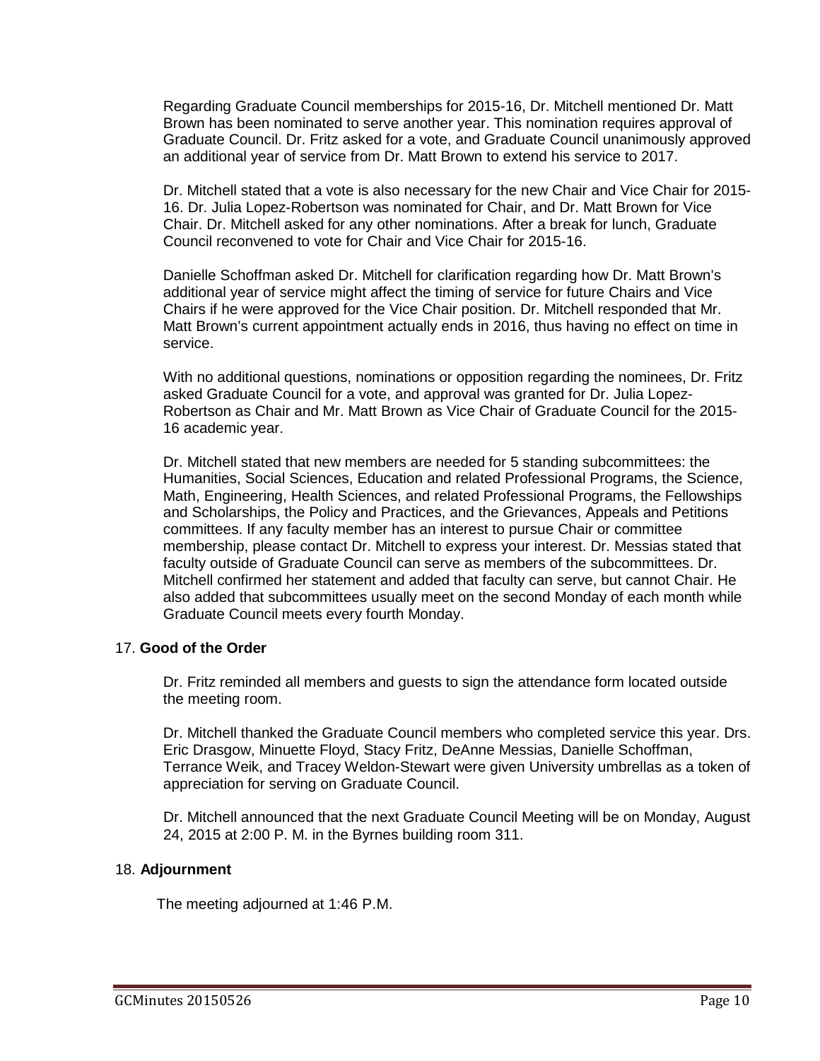Regarding Graduate Council memberships for 2015-16, Dr. Mitchell mentioned Dr. Matt Brown has been nominated to serve another year. This nomination requires approval of Graduate Council. Dr. Fritz asked for a vote, and Graduate Council unanimously approved an additional year of service from Dr. Matt Brown to extend his service to 2017.

Dr. Mitchell stated that a vote is also necessary for the new Chair and Vice Chair for 2015-16. Dr. Julia Lopez-Robertson was nominated for Chair, and Dr. Matt Brown for Vice Chair. Dr. Mitchell asked for any other nominations. After a break for lunch, Graduate Council reconvened to vote for Chair and Vice Chair for 2015-16.

Danielle Schoffman asked Dr. Mitchell for clarification regarding how Dr. Matt Brown's additional year of service might affect the timing of service for future Chairs and Vice Chairs if he were approved for the Vice Chair position. Dr. Mitchell responded that Mr. Matt Brown's current appointment actually ends in 2016, thus having no effect on time in service.

With no additional questions, nominations or opposition regarding the nominees, Dr. Fritz asked Graduate Council for a vote, and approval was granted for Dr. Julia Lopez-Robertson as Chair and Mr. Matt Brown as Vice Chair of Graduate Council for the 2015-16 academic year.

Dr. Mitchell stated that new members are needed for 5 standing subcommittees: the Humanities, Social Sciences, Education and related Professional Programs, the Science, Math, Engineering, Health Sciences, and related Professional Programs, the Fellowships and Scholarships, the Policy and Practices, and the Grievances, Appeals and Petitions committees. If any faculty member has an interest to pursue Chair or committee membership, please contact Dr. Mitchell to express your interest. Dr. Messias stated that faculty outside of Graduate Council can serve as members of the subcommittees. Dr. Mitchell confirmed her statement and added that faculty can serve, but cannot Chair. He also added that subcommittees usually meet on the second Monday of each month while Graduate Council meets every fourth Monday.

17. **Good of the Order**

Dr. Fritz reminded all members and guests to sign the attendance form located outside the meeting room.

Dr. Mitchell thanked the Graduate Council members who completed service this year. Drs. Eric Drasgow, Minuette Floyd, Stacy Fritz, DeAnne Messias, Danielle Schoffman, Terrance Weik, and Tracey Weldon-Stewart were given University umbrellas as a token of appreciation for serving on Graduate Council.

Dr. Mitchell announced that the next Graduate Council Meeting will be on Monday, August 24, 2015 at 2:00 P. M. in the Byrnes building room 311.

18. **Adjournment**

The meeting adjourned at 1:46 P.M.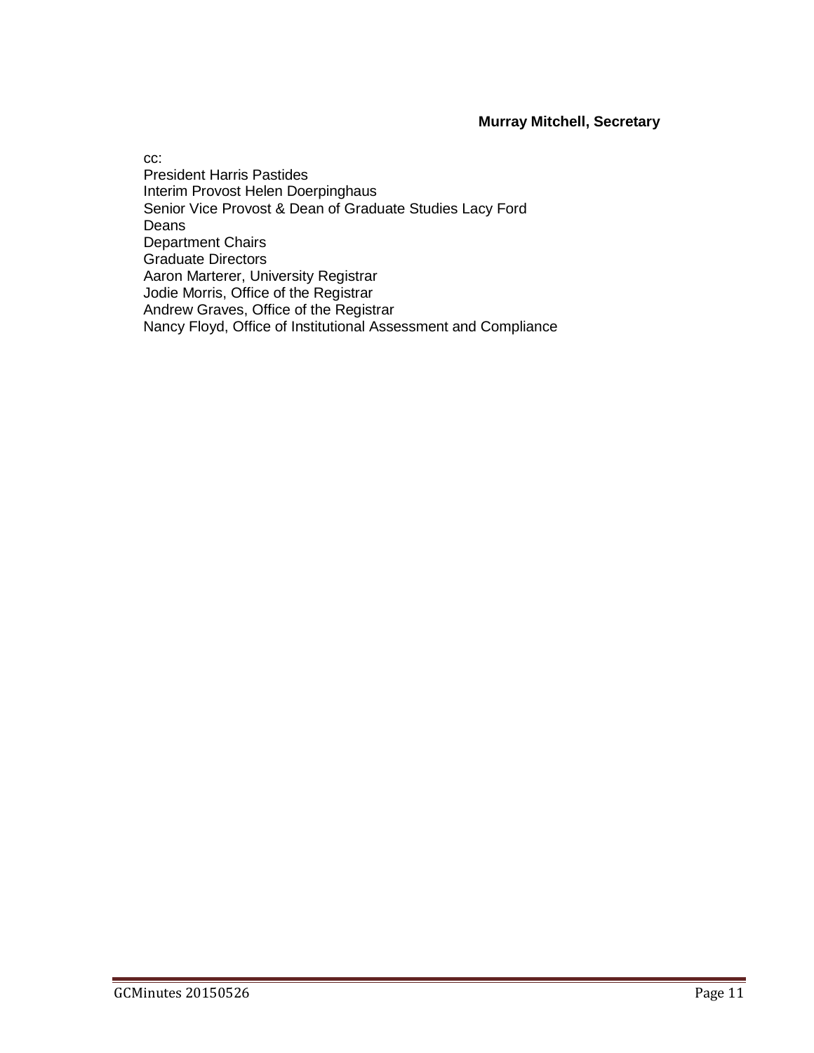**Murray Mitchell, Secretary**

cc:
President Harris Pastides
Interim Provost Helen Doerpinghaus
Senior Vice Provost & Dean of Graduate Studies Lacy Ford
Deans
Department Chairs
Graduate Directors
Aaron Marterer, University Registrar
Jodie Morris, Office of the Registrar
Andrew Graves, Office of the Registrar
Nancy Floyd, Office of Institutional Assessment and Compliance